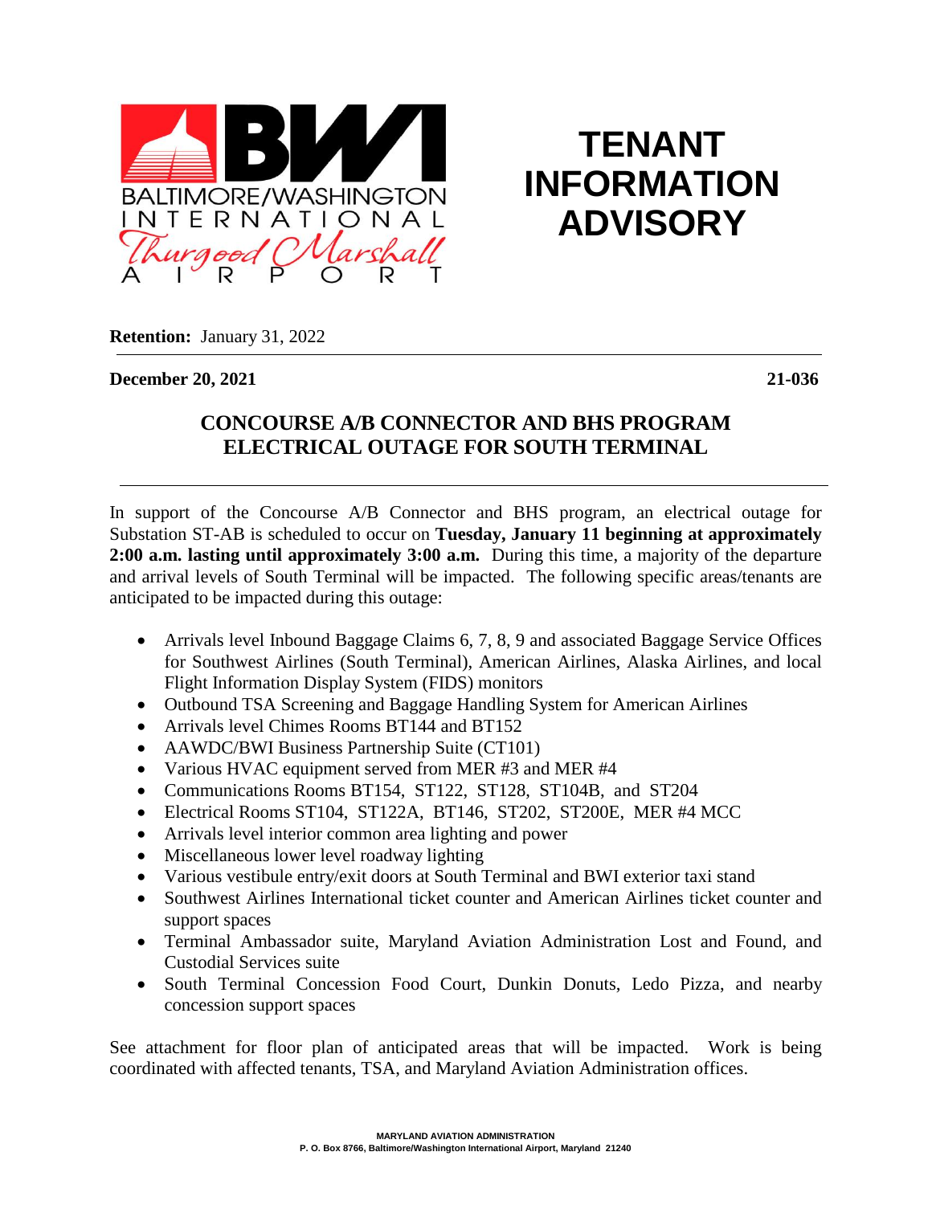BALTIMORE/WASHINGTON INTERNATIONAL Thurgood Marshall AIRPORT

# TENANT INFORMATION ADVISORY

**Retention:** January 31, 2022

**December 20, 2021** **21-036**

## CONCOURSE A/B CONNECTOR AND BHS PROGRAM ELECTRICAL OUTAGE FOR SOUTH TERMINAL

In support of the Concourse A/B Connector and BHS program, an electrical outage for Substation ST-AB is scheduled to occur on **Tuesday, January 11 beginning at approximately 2:00 a.m. lasting until approximately 3:00 a.m.** During this time, a majority of the departure and arrival levels of South Terminal will be impacted. The following specific areas/tenants are anticipated to be impacted during this outage:

- Arrivals level Inbound Baggage Claims 6, 7, 8, 9 and associated Baggage Service Offices for Southwest Airlines (South Terminal), American Airlines, Alaska Airlines, and local Flight Information Display System (FIDS) monitors
- Outbound TSA Screening and Baggage Handling System for American Airlines
- Arrivals level Chimes Rooms BT144 and BT152
- AAWDC/BWI Business Partnership Suite (CT101)
- Various HVAC equipment served from MER #3 and MER #4
- Communications Rooms BT154, ST122, ST128, ST104B, and ST204
- Electrical Rooms ST104, ST122A, BT146, ST202, ST200E, MER #4 MCC
- Arrivals level interior common area lighting and power
- Miscellaneous lower level roadway lighting
- Various vestibule entry/exit doors at South Terminal and BWI exterior taxi stand
- Southwest Airlines International ticket counter and American Airlines ticket counter and support spaces
- Terminal Ambassador suite, Maryland Aviation Administration Lost and Found, and Custodial Services suite
- South Terminal Concession Food Court, Dunkin Donuts, Ledo Pizza, and nearby concession support spaces

See attachment for floor plan of anticipated areas that will be impacted. Work is being coordinated with affected tenants, TSA, and Maryland Aviation Administration offices.

MARYLAND AVIATION ADMINISTRATION
P. O. Box 8766, Baltimore/Washington International Airport, Maryland 21240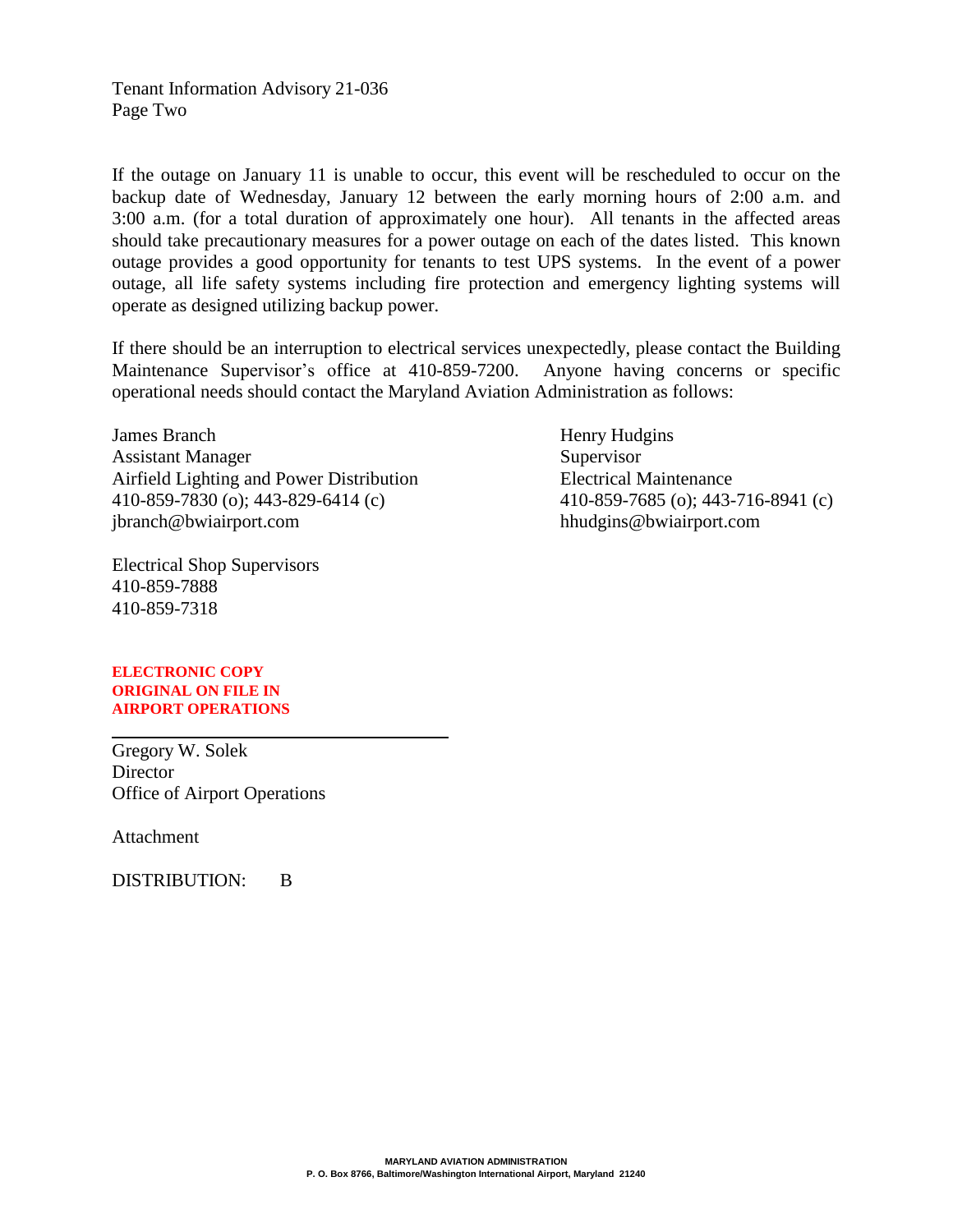Tenant Information Advisory 21-036
Page Two

If the outage on January 11 is unable to occur, this event will be rescheduled to occur on the backup date of Wednesday, January 12 between the early morning hours of 2:00 a.m. and 3:00 a.m. (for a total duration of approximately one hour). All tenants in the affected areas should take precautionary measures for a power outage on each of the dates listed. This known outage provides a good opportunity for tenants to test UPS systems. In the event of a power outage, all life safety systems including fire protection and emergency lighting systems will operate as designed utilizing backup power.

If there should be an interruption to electrical services unexpectedly, please contact the Building Maintenance Supervisor's office at 410-859-7200. Anyone having concerns or specific operational needs should contact the Maryland Aviation Administration as follows:

James Branch
Assistant Manager
Airfield Lighting and Power Distribution
410-859-7830 (o); 443-829-6414 (c)
jbranch@bwiairport.com

Henry Hudgins
Supervisor
Electrical Maintenance
410-859-7685 (o); 443-716-8941 (c)
hhudgins@bwiairport.com

Electrical Shop Supervisors
410-859-7888
410-859-7318

**ELECTRONIC COPY**
**ORIGINAL ON FILE IN**
**AIRPORT OPERATIONS**

---

Gregory W. Solek
Director
Office of Airport Operations

Attachment

DISTRIBUTION: B

**MARYLAND AVIATION ADMINISTRATION**
**P. O. Box 8766, Baltimore/Washington International Airport, Maryland 21240**